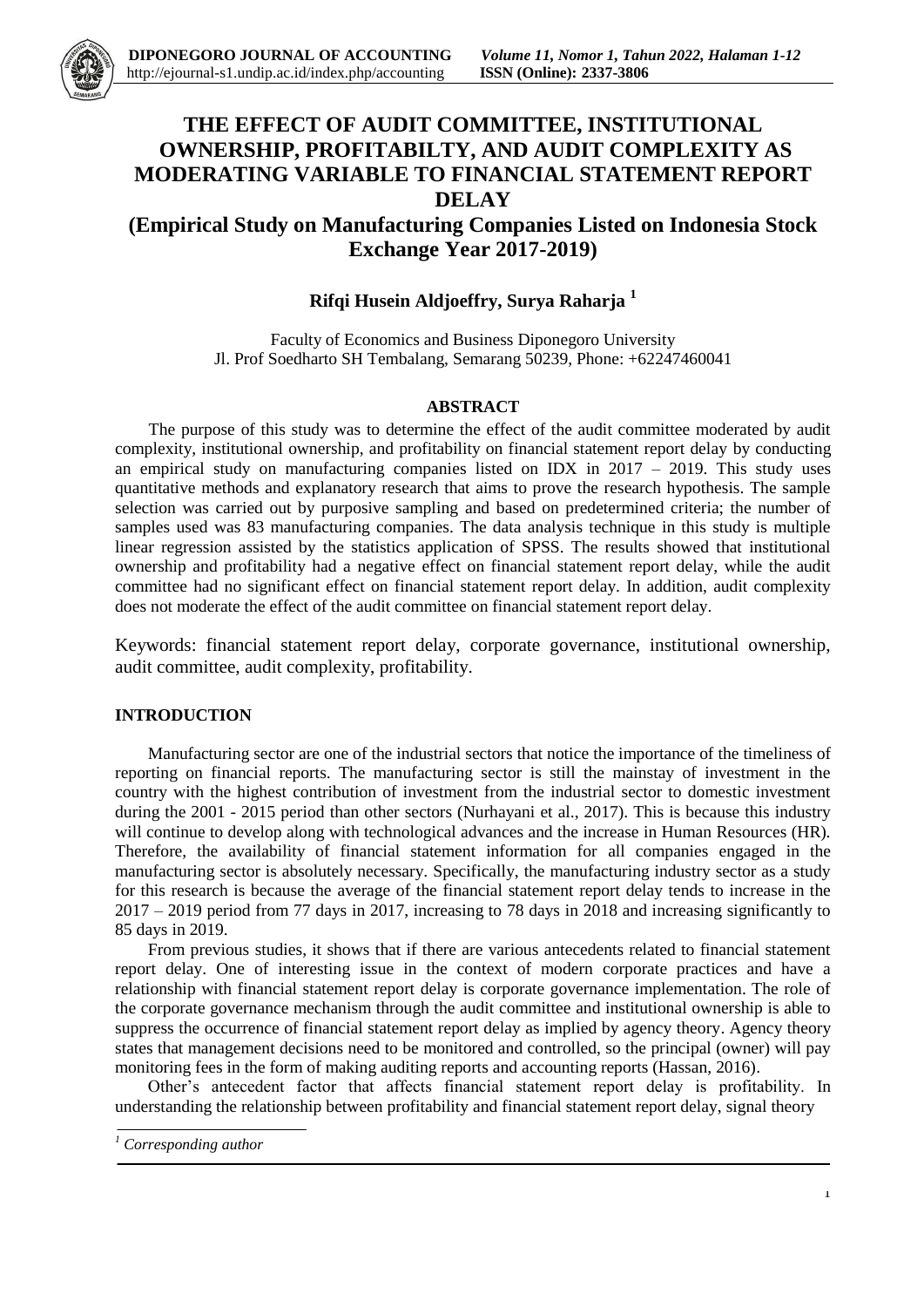# THE EFFECT OF AUDIT COMMITTEE, INSTITUTIONAL OWNERSHIP, PROFITABILTY, AND AUDIT COMPLEXITY AS MODERATING VARIABLE TO FINANCIAL STATEMENT REPORT DELAY

## (Empirical Study on Manufacturing Companies Listed on Indonesia Stock Exchange Year 2017-2019)

**Rifqi Husein Aldjoeffry, Surya Raharja [1]**

Faculty of Economics and Business Diponegoro University
Jl. Prof Soedharto SH Tembalang, Semarang 50239, Phone: +62247460041

### ABSTRACT

The purpose of this study was to determine the effect of the audit committee moderated by audit complexity, institutional ownership, and profitability on financial statement report delay by conducting an empirical study on manufacturing companies listed on IDX in 2017 – 2019. This study uses quantitative methods and explanatory research that aims to prove the research hypothesis. The sample selection was carried out by purposive sampling and based on predetermined criteria; the number of samples used was 83 manufacturing companies. The data analysis technique in this study is multiple linear regression assisted by the statistics application of SPSS. The results showed that institutional ownership and profitability had a negative effect on financial statement report delay, while the audit committee had no significant effect on financial statement report delay. In addition, audit complexity does not moderate the effect of the audit committee on financial statement report delay.

Keywords: financial statement report delay, corporate governance, institutional ownership, audit committee, audit complexity, profitability.

## INTRODUCTION

Manufacturing sector are one of the industrial sectors that notice the importance of the timeliness of reporting on financial reports. The manufacturing sector is still the mainstay of investment in the country with the highest contribution of investment from the industrial sector to domestic investment during the 2001 - 2015 period than other sectors (Nurhayani et al., 2017). This is because this industry will continue to develop along with technological advances and the increase in Human Resources (HR). Therefore, the availability of financial statement information for all companies engaged in the manufacturing sector is absolutely necessary. Specifically, the manufacturing industry sector as a study for this research is because the average of the financial statement report delay tends to increase in the 2017 – 2019 period from 77 days in 2017, increasing to 78 days in 2018 and increasing significantly to 85 days in 2019.

From previous studies, it shows that if there are various antecedents related to financial statement report delay. One of interesting issue in the context of modern corporate practices and have a relationship with financial statement report delay is corporate governance implementation. The role of the corporate governance mechanism through the audit committee and institutional ownership is able to suppress the occurrence of financial statement report delay as implied by agency theory. Agency theory states that management decisions need to be monitored and controlled, so the principal (owner) will pay monitoring fees in the form of making auditing reports and accounting reports (Hassan, 2016).

Other's antecedent factor that affects financial statement report delay is profitability. In understanding the relationship between profitability and financial statement report delay, signal theory

[1] *Corresponding author*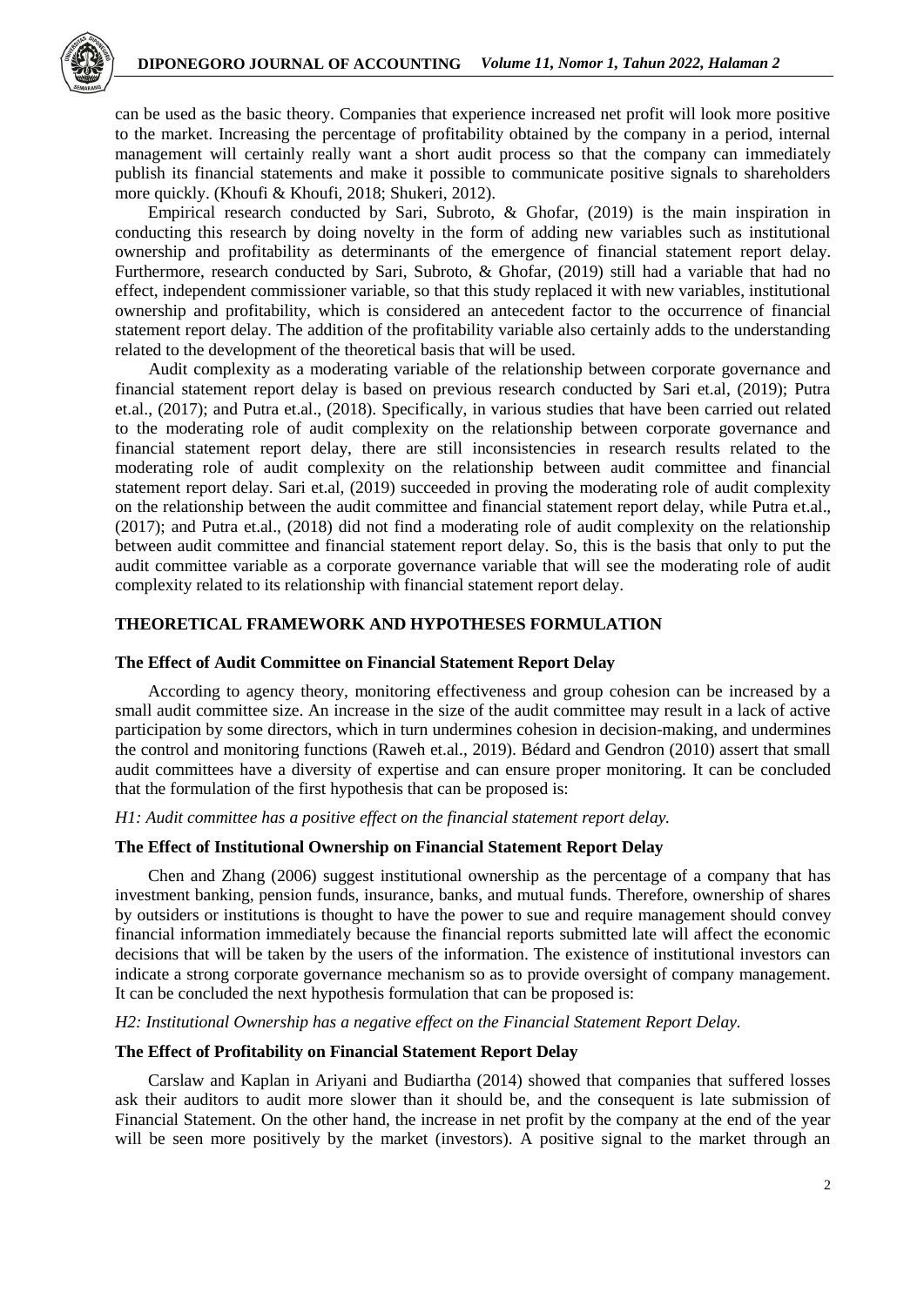can be used as the basic theory. Companies that experience increased net profit will look more positive to the market. Increasing the percentage of profitability obtained by the company in a period, internal management will certainly really want a short audit process so that the company can immediately publish its financial statements and make it possible to communicate positive signals to shareholders more quickly. (Khoufi & Khoufi, 2018; Shukeri, 2012).

Empirical research conducted by Sari, Subroto, & Ghofar, (2019) is the main inspiration in conducting this research by doing novelty in the form of adding new variables such as institutional ownership and profitability as determinants of the emergence of financial statement report delay. Furthermore, research conducted by Sari, Subroto, & Ghofar, (2019) still had a variable that had no effect, independent commissioner variable, so that this study replaced it with new variables, institutional ownership and profitability, which is considered an antecedent factor to the occurrence of financial statement report delay. The addition of the profitability variable also certainly adds to the understanding related to the development of the theoretical basis that will be used.

Audit complexity as a moderating variable of the relationship between corporate governance and financial statement report delay is based on previous research conducted by Sari et.al, (2019); Putra et.al., (2017); and Putra et.al., (2018). Specifically, in various studies that have been carried out related to the moderating role of audit complexity on the relationship between corporate governance and financial statement report delay, there are still inconsistencies in research results related to the moderating role of audit complexity on the relationship between audit committee and financial statement report delay. Sari et.al, (2019) succeeded in proving the moderating role of audit complexity on the relationship between the audit committee and financial statement report delay, while Putra et.al., (2017); and Putra et.al., (2018) did not find a moderating role of audit complexity on the relationship between audit committee and financial statement report delay. So, this is the basis that only to put the audit committee variable as a corporate governance variable that will see the moderating role of audit complexity related to its relationship with financial statement report delay.

## THEORETICAL FRAMEWORK AND HYPOTHESES FORMULATION

### The Effect of Audit Committee on Financial Statement Report Delay

According to agency theory, monitoring effectiveness and group cohesion can be increased by a small audit committee size. An increase in the size of the audit committee may result in a lack of active participation by some directors, which in turn undermines cohesion in decision-making, and undermines the control and monitoring functions (Raweh et.al., 2019). Bédard and Gendron (2010) assert that small audit committees have a diversity of expertise and can ensure proper monitoring. It can be concluded that the formulation of the first hypothesis that can be proposed is:

*H1: Audit committee has a positive effect on the financial statement report delay.*

### The Effect of Institutional Ownership on Financial Statement Report Delay

Chen and Zhang (2006) suggest institutional ownership as the percentage of a company that has investment banking, pension funds, insurance, banks, and mutual funds. Therefore, ownership of shares by outsiders or institutions is thought to have the power to sue and require management should convey financial information immediately because the financial reports submitted late will affect the economic decisions that will be taken by the users of the information. The existence of institutional investors can indicate a strong corporate governance mechanism so as to provide oversight of company management. It can be concluded the next hypothesis formulation that can be proposed is:

*H2: Institutional Ownership has a negative effect on the Financial Statement Report Delay.*

### The Effect of Profitability on Financial Statement Report Delay

Carslaw and Kaplan in Ariyani and Budiartha (2014) showed that companies that suffered losses ask their auditors to audit more slower than it should be, and the consequent is late submission of Financial Statement. On the other hand, the increase in net profit by the company at the end of the year will be seen more positively by the market (investors). A positive signal to the market through an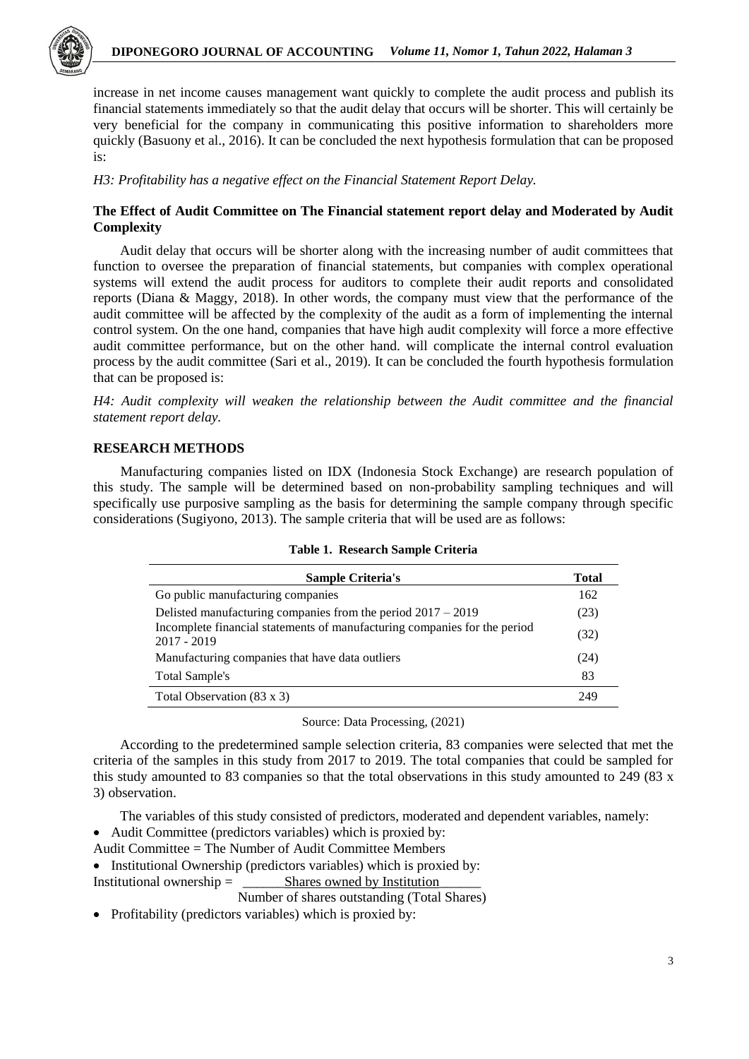increase in net income causes management want quickly to complete the audit process and publish its financial statements immediately so that the audit delay that occurs will be shorter. This will certainly be very beneficial for the company in communicating this positive information to shareholders more quickly (Basuony et al., 2016). It can be concluded the next hypothesis formulation that can be proposed is:

*H3: Profitability has a negative effect on the Financial Statement Report Delay.*

### The Effect of Audit Committee on The Financial statement report delay and Moderated by Audit Complexity

Audit delay that occurs will be shorter along with the increasing number of audit committees that function to oversee the preparation of financial statements, but companies with complex operational systems will extend the audit process for auditors to complete their audit reports and consolidated reports (Diana & Maggy, 2018). In other words, the company must view that the performance of the audit committee will be affected by the complexity of the audit as a form of implementing the internal control system. On the one hand, companies that have high audit complexity will force a more effective audit committee performance, but on the other hand. will complicate the internal control evaluation process by the audit committee (Sari et al., 2019). It can be concluded the fourth hypothesis formulation that can be proposed is:

*H4: Audit complexity will weaken the relationship between the Audit committee and the financial statement report delay.*

## RESEARCH METHODS

Manufacturing companies listed on IDX (Indonesia Stock Exchange) are research population of this study. The sample will be determined based on non-probability sampling techniques and will specifically use purposive sampling as the basis for determining the sample company through specific considerations (Sugiyono, 2013). The sample criteria that will be used are as follows:

**Table 1. Research Sample Criteria**

| Sample Criteria's | Total |
|---|---|
| Go public manufacturing companies | 162 |
| Delisted manufacturing companies from the period 2017 – 2019 | (23) |
| Incomplete financial statements of manufacturing companies for the period 2017 - 2019 | (32) |
| Manufacturing companies that have data outliers | (24) |
| Total Sample's | 83 |
| Total Observation (83 x 3) | 249 |

Source: Data Processing, (2021)

According to the predetermined sample selection criteria, 83 companies were selected that met the criteria of the samples in this study from 2017 to 2019. The total companies that could be sampled for this study amounted to 83 companies so that the total observations in this study amounted to 249 (83 x 3) observation.

The variables of this study consisted of predictors, moderated and dependent variables, namely:

- Audit Committee (predictors variables) which is proxied by:

Audit Committee = The Number of Audit Committee Members

- Institutional Ownership (predictors variables) which is proxied by:

$$\text{Institutional ownership} = \frac{\text{Shares owned by Institution}}{\text{Number of shares outstanding (Total Shares)}}$$

- Profitability (predictors variables) which is proxied by: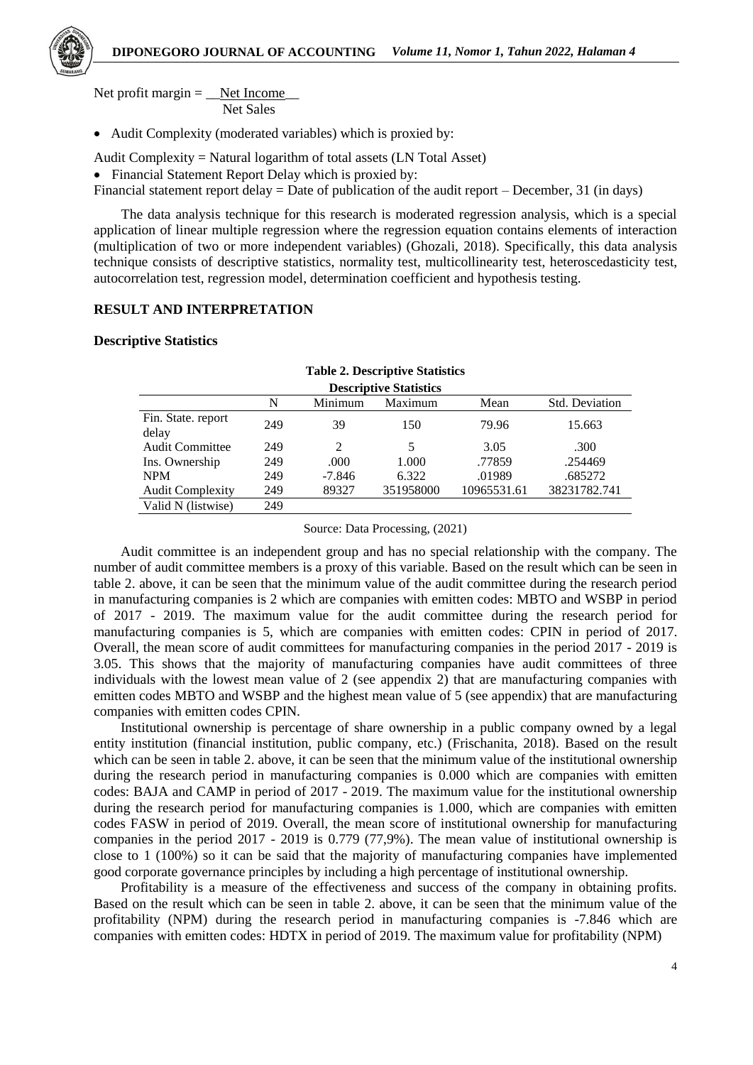Net profit margin = $\frac{\text{Net Income}}{\text{Net Sales}}$

- Audit Complexity (moderated variables) which is proxied by:

Audit Complexity = Natural logarithm of total assets (LN Total Asset)

- Financial Statement Report Delay which is proxied by:

Financial statement report delay = Date of publication of the audit report – December, 31 (in days)

The data analysis technique for this research is moderated regression analysis, which is a special application of linear multiple regression where the regression equation contains elements of interaction (multiplication of two or more independent variables) (Ghozali, 2018). Specifically, this data analysis technique consists of descriptive statistics, normality test, multicollinearity test, heteroscedasticity test, autocorrelation test, regression model, determination coefficient and hypothesis testing.

## RESULT AND INTERPRETATION

### Descriptive Statistics

**Table 2. Descriptive Statistics**

| Descriptive Statistics | | | | | |
|---|---|---|---|---|---|
| | N | Minimum | Maximum | Mean | Std. Deviation |
| Fin. State. report delay | 249 | 39 | 150 | 79.96 | 15.663 |
| Audit Committee | 249 | 2 | 5 | 3.05 | .300 |
| Ins. Ownership | 249 | .000 | 1.000 | .77859 | .254469 |
| NPM | 249 | -7.846 | 6.322 | .01989 | .685272 |
| Audit Complexity | 249 | 89327 | 351958000 | 10965531.61 | 38231782.741 |
| Valid N (listwise) | 249 | | | | |

Source: Data Processing, (2021)

Audit committee is an independent group and has no special relationship with the company. The number of audit committee members is a proxy of this variable. Based on the result which can be seen in table 2. above, it can be seen that the minimum value of the audit committee during the research period in manufacturing companies is 2 which are companies with emitten codes: MBTO and WSBP in period of 2017 - 2019. The maximum value for the audit committee during the research period for manufacturing companies is 5, which are companies with emitten codes: CPIN in period of 2017. Overall, the mean score of audit committees for manufacturing companies in the period 2017 - 2019 is 3.05. This shows that the majority of manufacturing companies have audit committees of three individuals with the lowest mean value of 2 (see appendix 2) that are manufacturing companies with emitten codes MBTO and WSBP and the highest mean value of 5 (see appendix) that are manufacturing companies with emitten codes CPIN.

Institutional ownership is percentage of share ownership in a public company owned by a legal entity institution (financial institution, public company, etc.) (Frischanita, 2018). Based on the result which can be seen in table 2. above, it can be seen that the minimum value of the institutional ownership during the research period in manufacturing companies is 0.000 which are companies with emitten codes: BAJA and CAMP in period of 2017 - 2019. The maximum value for the institutional ownership during the research period for manufacturing companies is 1.000, which are companies with emitten codes FASW in period of 2019. Overall, the mean score of institutional ownership for manufacturing companies in the period 2017 - 2019 is 0.779 (77,9%). The mean value of institutional ownership is close to 1 (100%) so it can be said that the majority of manufacturing companies have implemented good corporate governance principles by including a high percentage of institutional ownership.

Profitability is a measure of the effectiveness and success of the company in obtaining profits. Based on the result which can be seen in table 2. above, it can be seen that the minimum value of the profitability (NPM) during the research period in manufacturing companies is -7.846 which are companies with emitten codes: HDTX in period of 2019. The maximum value for profitability (NPM)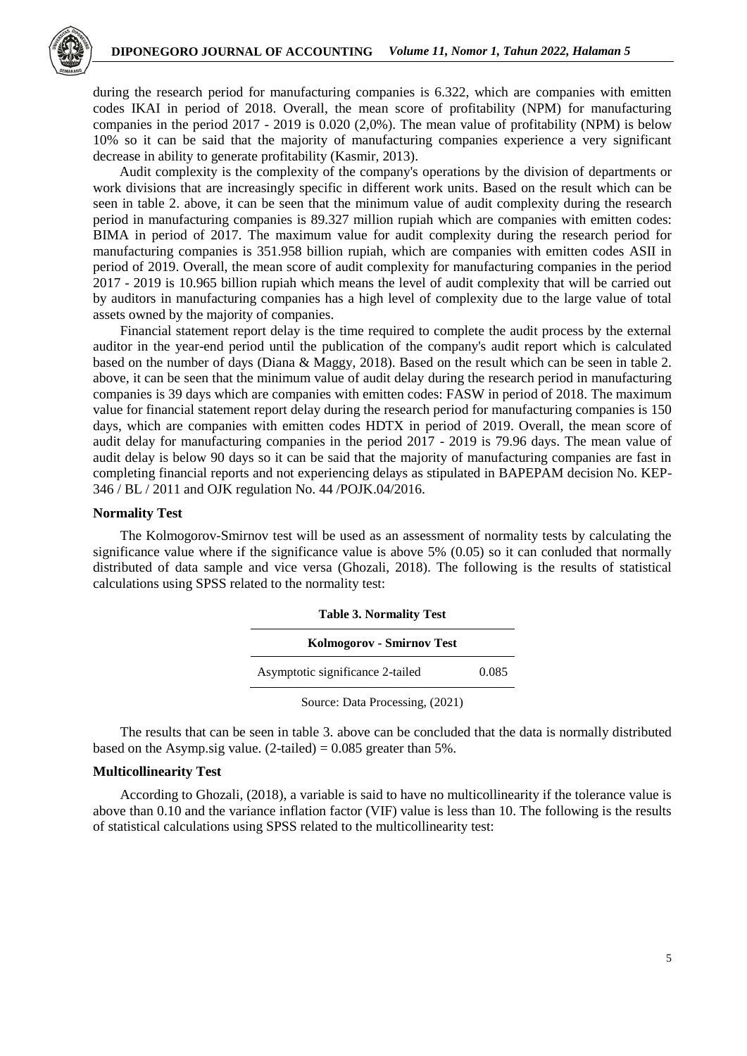during the research period for manufacturing companies is 6.322, which are companies with emitten codes IKAI in period of 2018. Overall, the mean score of profitability (NPM) for manufacturing companies in the period 2017 - 2019 is 0.020 (2,0%). The mean value of profitability (NPM) is below 10% so it can be said that the majority of manufacturing companies experience a very significant decrease in ability to generate profitability (Kasmir, 2013).

Audit complexity is the complexity of the company's operations by the division of departments or work divisions that are increasingly specific in different work units. Based on the result which can be seen in table 2. above, it can be seen that the minimum value of audit complexity during the research period in manufacturing companies is 89.327 million rupiah which are companies with emitten codes: BIMA in period of 2017. The maximum value for audit complexity during the research period for manufacturing companies is 351.958 billion rupiah, which are companies with emitten codes ASII in period of 2019. Overall, the mean score of audit complexity for manufacturing companies in the period 2017 - 2019 is 10.965 billion rupiah which means the level of audit complexity that will be carried out by auditors in manufacturing companies has a high level of complexity due to the large value of total assets owned by the majority of companies.

Financial statement report delay is the time required to complete the audit process by the external auditor in the year-end period until the publication of the company's audit report which is calculated based on the number of days (Diana & Maggy, 2018). Based on the result which can be seen in table 2. above, it can be seen that the minimum value of audit delay during the research period in manufacturing companies is 39 days which are companies with emitten codes: FASW in period of 2018. The maximum value for financial statement report delay during the research period for manufacturing companies is 150 days, which are companies with emitten codes HDTX in period of 2019. Overall, the mean score of audit delay for manufacturing companies in the period 2017 - 2019 is 79.96 days. The mean value of audit delay is below 90 days so it can be said that the majority of manufacturing companies are fast in completing financial reports and not experiencing delays as stipulated in BAPEPAM decision No. KEP-346 / BL / 2011 and OJK regulation No. 44 /POJK.04/2016.

**Normality Test**

The Kolmogorov-Smirnov test will be used as an assessment of normality tests by calculating the significance value where if the significance value is above 5% (0.05) so it can conluded that normally distributed of data sample and vice versa (Ghozali, 2018). The following is the results of statistical calculations using SPSS related to the normality test:

**Table 3. Normality Test**

| **Kolmogorov - Smirnov Test** | |
|---|---|
| Asymptotic significance 2-tailed | 0.085 |

Source: Data Processing, (2021)

The results that can be seen in table 3. above can be concluded that the data is normally distributed based on the Asymp.sig value. (2-tailed) = 0.085 greater than 5%.

**Multicollinearity Test**

According to Ghozali, (2018), a variable is said to have no multicollinearity if the tolerance value is above than 0.10 and the variance inflation factor (VIF) value is less than 10. The following is the results of statistical calculations using SPSS related to the multicollinearity test: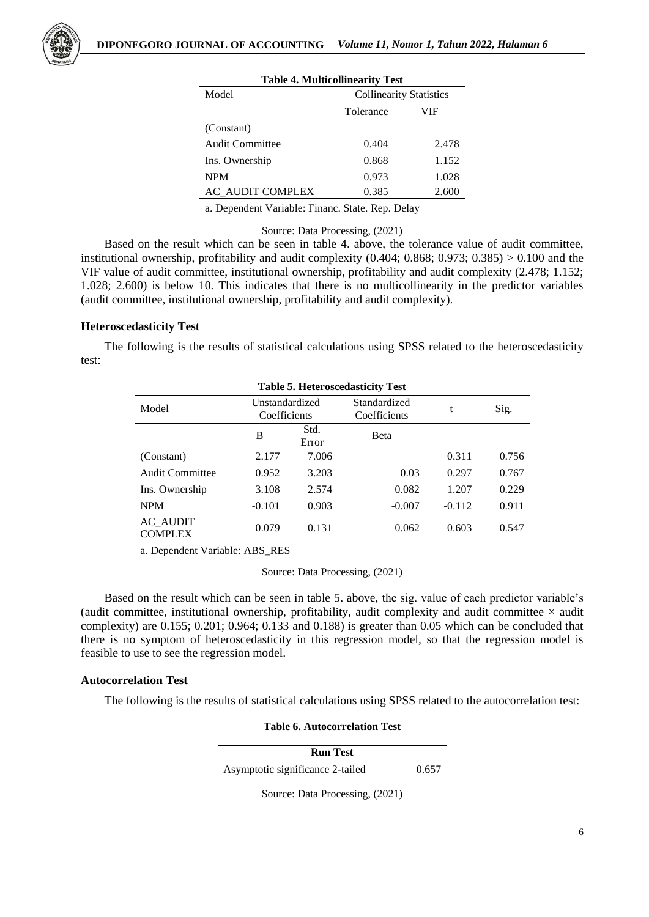**Table 4. Multicollinearity Test**

| Model | Collinearity Statistics | |
|---|---|---|
| | Tolerance | VIF |
| (Constant) | | |
| Audit Committee | 0.404 | 2.478 |
| Ins. Ownership | 0.868 | 1.152 |
| NPM | 0.973 | 1.028 |
| AC_AUDIT COMPLEX | 0.385 | 2.600 |
| a. Dependent Variable: Financ. State. Rep. Delay | | |

Source: Data Processing, (2021)

Based on the result which can be seen in table 4. above, the tolerance value of audit committee, institutional ownership, profitability and audit complexity (0.404; 0.868; 0.973; 0.385) > 0.100 and the VIF value of audit committee, institutional ownership, profitability and audit complexity (2.478; 1.152; 1.028; 2.600) is below 10. This indicates that there is no multicollinearity in the predictor variables (audit committee, institutional ownership, profitability and audit complexity).

### Heteroscedasticity Test

The following is the results of statistical calculations using SPSS related to the heteroscedasticity test:

**Table 5. Heteroscedasticity Test**

| Model | Unstandardized Coefficients | | Standardized Coefficients | t | Sig. |
|---|---|---|---|---|---|
| | B | Std. Error | Beta | | |
| (Constant) | 2.177 | 7.006 | | 0.311 | 0.756 |
| Audit Committee | 0.952 | 3.203 | 0.03 | 0.297 | 0.767 |
| Ins. Ownership | 3.108 | 2.574 | 0.082 | 1.207 | 0.229 |
| NPM | -0.101 | 0.903 | -0.007 | -0.112 | 0.911 |
| AC_AUDIT COMPLEX | 0.079 | 0.131 | 0.062 | 0.603 | 0.547 |
| a. Dependent Variable: ABS_RES | | | | | |

Source: Data Processing, (2021)

Based on the result which can be seen in table 5. above, the sig. value of each predictor variable's (audit committee, institutional ownership, profitability, audit complexity and audit committee × audit complexity) are 0.155; 0.201; 0.964; 0.133 and 0.188) is greater than 0.05 which can be concluded that there is no symptom of heteroscedasticity in this regression model, so that the regression model is feasible to use to see the regression model.

### Autocorrelation Test

The following is the results of statistical calculations using SPSS related to the autocorrelation test:

**Table 6. Autocorrelation Test**

| Run Test | |
|---|---|
| Asymptotic significance 2-tailed | 0.657 |

Source: Data Processing, (2021)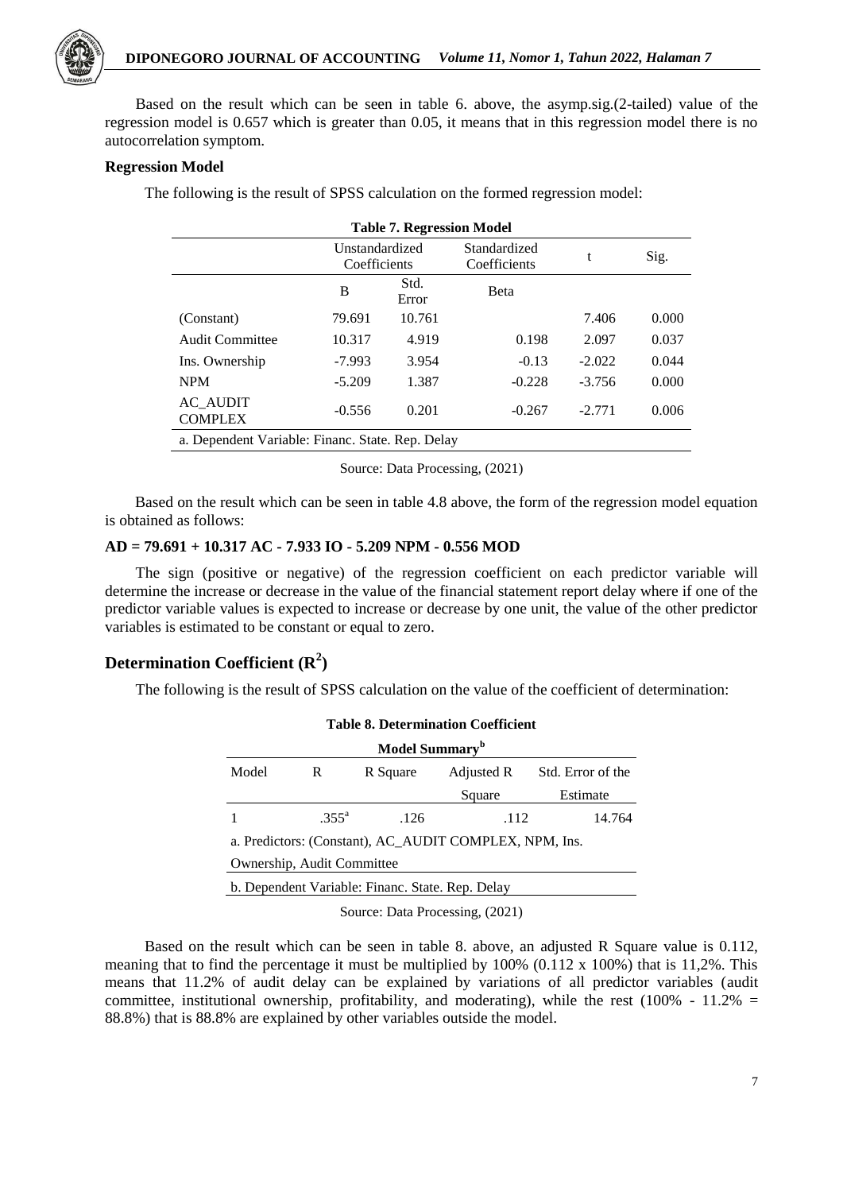Based on the result which can be seen in table 6. above, the asymp.sig.(2-tailed) value of the regression model is 0.657 which is greater than 0.05, it means that in this regression model there is no autocorrelation symptom.

**Regression Model**

The following is the result of SPSS calculation on the formed regression model:

**Table 7. Regression Model**

| | Unstandardized Coefficients | | Standardized Coefficients | t | Sig. |
|---|---|---|---|---|---|
| | B | Std. Error | Beta | | |
| (Constant) | 79.691 | 10.761 | | 7.406 | 0.000 |
| Audit Committee | 10.317 | 4.919 | 0.198 | 2.097 | 0.037 |
| Ins. Ownership | -7.993 | 3.954 | -0.13 | -2.022 | 0.044 |
| NPM | -5.209 | 1.387 | -0.228 | -3.756 | 0.000 |
| AC_AUDIT COMPLEX | -0.556 | 0.201 | -0.267 | -2.771 | 0.006 |
| a. Dependent Variable: Financ. State. Rep. Delay | | | | | |

Source: Data Processing, (2021)

Based on the result which can be seen in table 4.8 above, the form of the regression model equation is obtained as follows:

**AD = 79.691 + 10.317 AC - 7.933 IO - 5.209 NPM - 0.556 MOD**

The sign (positive or negative) of the regression coefficient on each predictor variable will determine the increase or decrease in the value of the financial statement report delay where if one of the predictor variable values is expected to increase or decrease by one unit, the value of the other predictor variables is estimated to be constant or equal to zero.

## Determination Coefficient ($R^2$)

The following is the result of SPSS calculation on the value of the coefficient of determination:

**Table 8. Determination Coefficient**

**Model Summary[b]**

| Model | R | R Square | Adjusted R Square | Std. Error of the Estimate |
|---|---|---|---|---|
| 1 | .355[a] | .126 | .112 | 14.764 |
| a. Predictors: (Constant), AC_AUDIT COMPLEX, NPM, Ins. Ownership, Audit Committee | | | | |
| b. Dependent Variable: Financ. State. Rep. Delay | | | | |

Source: Data Processing, (2021)

Based on the result which can be seen in table 8. above, an adjusted R Square value is 0.112, meaning that to find the percentage it must be multiplied by 100% (0.112 x 100%) that is 11,2%. This means that 11.2% of audit delay can be explained by variations of all predictor variables (audit committee, institutional ownership, profitability, and moderating), while the rest (100% - 11.2% = 88.8%) that is 88.8% are explained by other variables outside the model.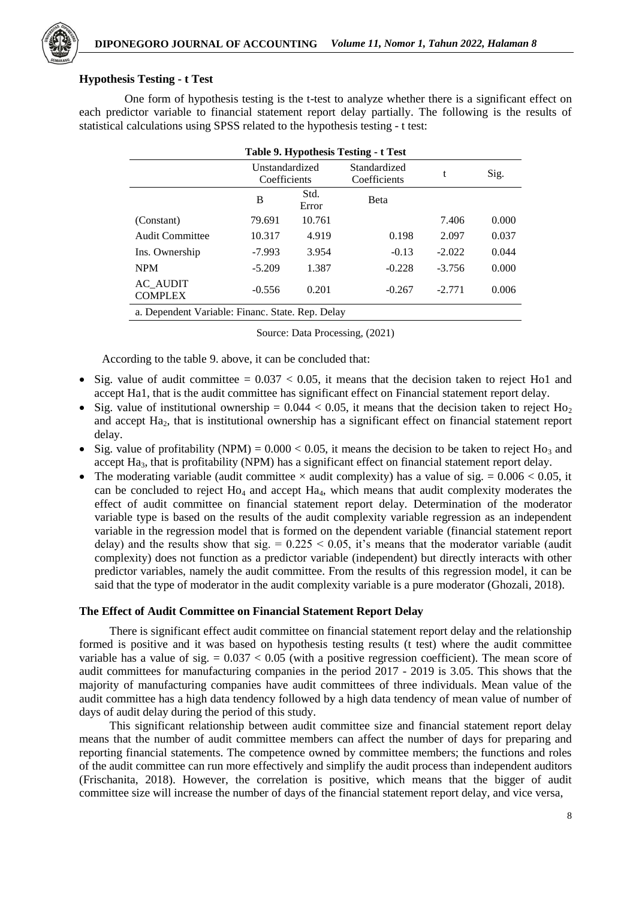### Hypothesis Testing - t Test

One form of hypothesis testing is the t-test to analyze whether there is a significant effect on each predictor variable to financial statement report delay partially. The following is the results of statistical calculations using SPSS related to the hypothesis testing - t test:

**Table 9. Hypothesis Testing - t Test**

| | Unstandardized Coefficients | | Standardized Coefficients | t | Sig. |
|---|---|---|---|---|---|
| | B | Std. Error | Beta | | |
| (Constant) | 79.691 | 10.761 | | 7.406 | 0.000 |
| Audit Committee | 10.317 | 4.919 | 0.198 | 2.097 | 0.037 |
| Ins. Ownership | -7.993 | 3.954 | -0.13 | -2.022 | 0.044 |
| NPM | -5.209 | 1.387 | -0.228 | -3.756 | 0.000 |
| AC_AUDIT COMPLEX | -0.556 | 0.201 | -0.267 | -2.771 | 0.006 |

a. Dependent Variable: Financ. State. Rep. Delay

Source: Data Processing, (2021)

According to the table 9. above, it can be concluded that:

- Sig. value of audit committee = $0.037 < 0.05$, it means that the decision taken to reject Ho1 and accept Ha1, that is the audit committee has significant effect on Financial statement report delay.
- Sig. value of institutional ownership = $0.044 < 0.05$, it means that the decision taken to reject $Ho_2$ and accept $Ha_2$, that is institutional ownership has a significant effect on financial statement report delay.
- Sig. value of profitability (NPM) = $0.000 < 0.05$, it means the decision to be taken to reject $Ho_3$ and accept $Ha_3$, that is profitability (NPM) has a significant effect on financial statement report delay.
- The moderating variable (audit committee × audit complexity) has a value of sig. = $0.006 < 0.05$, it can be concluded to reject $Ho_4$ and accept $Ha_4$, which means that audit complexity moderates the effect of audit committee on financial statement report delay. Determination of the moderator variable type is based on the results of the audit complexity variable regression as an independent variable in the regression model that is formed on the dependent variable (financial statement report delay) and the results show that sig. = $0.225 < 0.05$, it's means that the moderator variable (audit complexity) does not function as a predictor variable (independent) but directly interacts with other predictor variables, namely the audit committee. From the results of this regression model, it can be said that the type of moderator in the audit complexity variable is a pure moderator (Ghozali, 2018).

### The Effect of Audit Committee on Financial Statement Report Delay

There is significant effect audit committee on financial statement report delay and the relationship formed is positive and it was based on hypothesis testing results (t test) where the audit committee variable has a value of sig. = $0.037 < 0.05$ (with a positive regression coefficient). The mean score of audit committees for manufacturing companies in the period 2017 - 2019 is 3.05. This shows that the majority of manufacturing companies have audit committees of three individuals. Mean value of the audit committee has a high data tendency followed by a high data tendency of mean value of number of days of audit delay during the period of this study.

This significant relationship between audit committee size and financial statement report delay means that the number of audit committee members can affect the number of days for preparing and reporting financial statements. The competence owned by committee members; the functions and roles of the audit committee can run more effectively and simplify the audit process than independent auditors (Frischanita, 2018). However, the correlation is positive, which means that the bigger of audit committee size will increase the number of days of the financial statement report delay, and vice versa,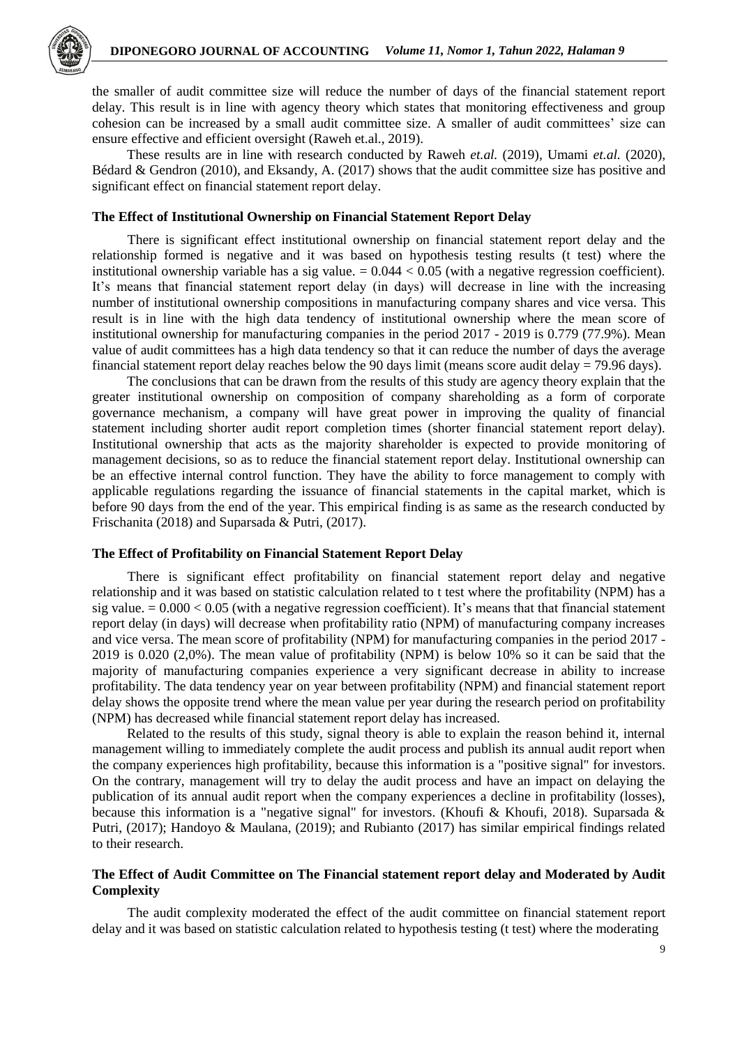the smaller of audit committee size will reduce the number of days of the financial statement report delay. This result is in line with agency theory which states that monitoring effectiveness and group cohesion can be increased by a small audit committee size. A smaller of audit committees' size can ensure effective and efficient oversight (Raweh et.al., 2019).

These results are in line with research conducted by Raweh *et.al.* (2019), Umami *et.al.* (2020), Bédard & Gendron (2010), and Eksandy, A. (2017) shows that the audit committee size has positive and significant effect on financial statement report delay.

### The Effect of Institutional Ownership on Financial Statement Report Delay

There is significant effect institutional ownership on financial statement report delay and the relationship formed is negative and it was based on hypothesis testing results (t test) where the institutional ownership variable has a sig value. = 0.044 < 0.05 (with a negative regression coefficient). It's means that financial statement report delay (in days) will decrease in line with the increasing number of institutional ownership compositions in manufacturing company shares and vice versa. This result is in line with the high data tendency of institutional ownership where the mean score of institutional ownership for manufacturing companies in the period 2017 - 2019 is 0.779 (77.9%). Mean value of audit committees has a high data tendency so that it can reduce the number of days the average financial statement report delay reaches below the 90 days limit (means score audit delay = 79.96 days).

The conclusions that can be drawn from the results of this study are agency theory explain that the greater institutional ownership on composition of company shareholding as a form of corporate governance mechanism, a company will have great power in improving the quality of financial statement including shorter audit report completion times (shorter financial statement report delay). Institutional ownership that acts as the majority shareholder is expected to provide monitoring of management decisions, so as to reduce the financial statement report delay. Institutional ownership can be an effective internal control function. They have the ability to force management to comply with applicable regulations regarding the issuance of financial statements in the capital market, which is before 90 days from the end of the year. This empirical finding is as same as the research conducted by Frischanita (2018) and Suparsada & Putri, (2017).

### The Effect of Profitability on Financial Statement Report Delay

There is significant effect profitability on financial statement report delay and negative relationship and it was based on statistic calculation related to t test where the profitability (NPM) has a sig value. = 0.000 < 0.05 (with a negative regression coefficient). It's means that that financial statement report delay (in days) will decrease when profitability ratio (NPM) of manufacturing company increases and vice versa. The mean score of profitability (NPM) for manufacturing companies in the period 2017 - 2019 is 0.020 (2,0%). The mean value of profitability (NPM) is below 10% so it can be said that the majority of manufacturing companies experience a very significant decrease in ability to increase profitability. The data tendency year on year between profitability (NPM) and financial statement report delay shows the opposite trend where the mean value per year during the research period on profitability (NPM) has decreased while financial statement report delay has increased.

Related to the results of this study, signal theory is able to explain the reason behind it, internal management willing to immediately complete the audit process and publish its annual audit report when the company experiences high profitability, because this information is a "positive signal" for investors. On the contrary, management will try to delay the audit process and have an impact on delaying the publication of its annual audit report when the company experiences a decline in profitability (losses), because this information is a "negative signal" for investors. (Khoufi & Khoufi, 2018). Suparsada & Putri, (2017); Handoyo & Maulana, (2019); and Rubianto (2017) has similar empirical findings related to their research.

### The Effect of Audit Committee on The Financial statement report delay and Moderated by Audit Complexity

The audit complexity moderated the effect of the audit committee on financial statement report delay and it was based on statistic calculation related to hypothesis testing (t test) where the moderating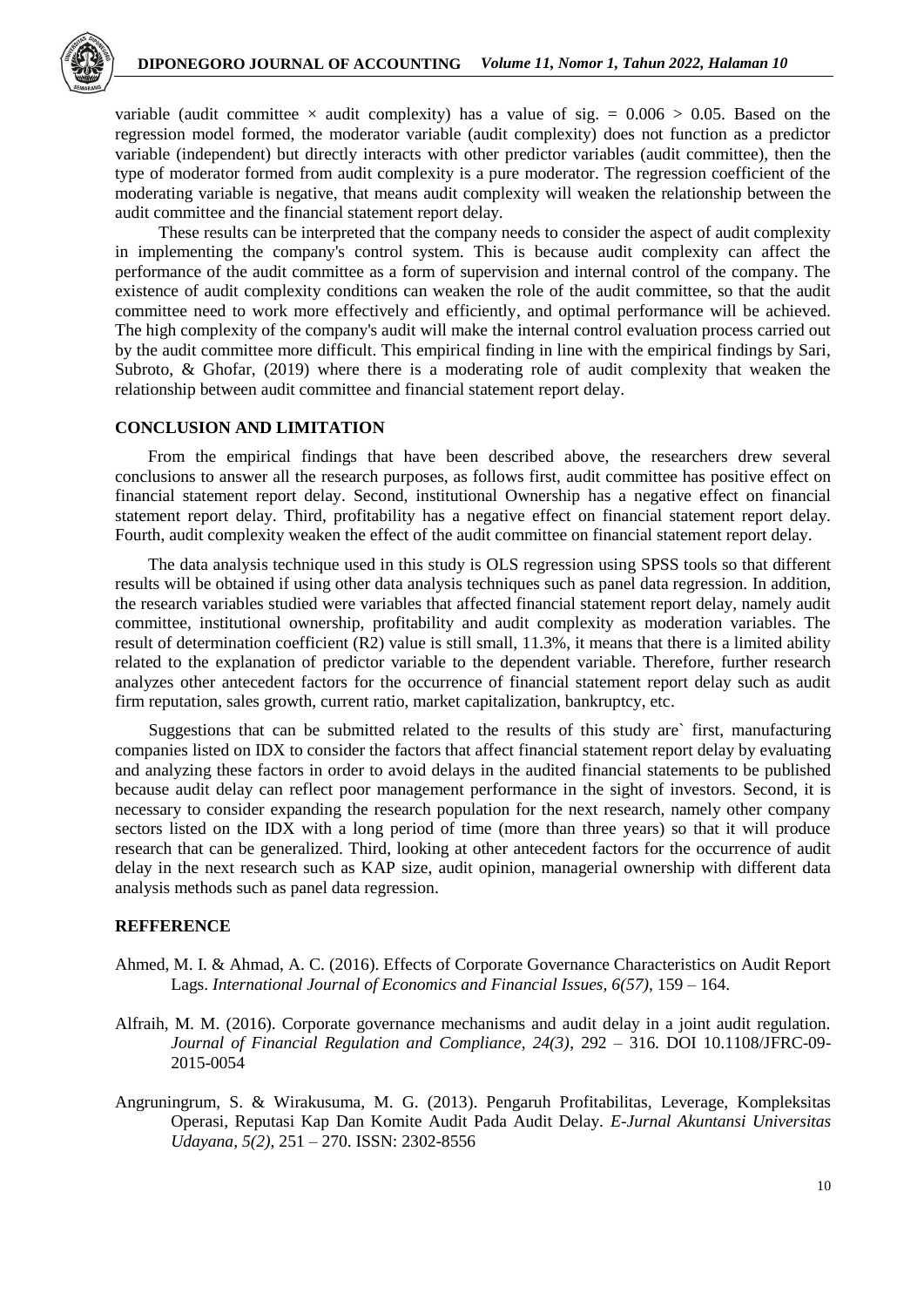variable (audit committee × audit complexity) has a value of sig. = 0.006 > 0.05. Based on the regression model formed, the moderator variable (audit complexity) does not function as a predictor variable (independent) but directly interacts with other predictor variables (audit committee), then the type of moderator formed from audit complexity is a pure moderator. The regression coefficient of the moderating variable is negative, that means audit complexity will weaken the relationship between the audit committee and the financial statement report delay.

These results can be interpreted that the company needs to consider the aspect of audit complexity in implementing the company's control system. This is because audit complexity can affect the performance of the audit committee as a form of supervision and internal control of the company. The existence of audit complexity conditions can weaken the role of the audit committee, so that the audit committee need to work more effectively and efficiently, and optimal performance will be achieved. The high complexity of the company's audit will make the internal control evaluation process carried out by the audit committee more difficult. This empirical finding in line with the empirical findings by Sari, Subroto, & Ghofar, (2019) where there is a moderating role of audit complexity that weaken the relationship between audit committee and financial statement report delay.

## CONCLUSION AND LIMITATION

From the empirical findings that have been described above, the researchers drew several conclusions to answer all the research purposes, as follows first, audit committee has positive effect on financial statement report delay. Second, institutional Ownership has a negative effect on financial statement report delay. Third, profitability has a negative effect on financial statement report delay. Fourth, audit complexity weaken the effect of the audit committee on financial statement report delay.

The data analysis technique used in this study is OLS regression using SPSS tools so that different results will be obtained if using other data analysis techniques such as panel data regression. In addition, the research variables studied were variables that affected financial statement report delay, namely audit committee, institutional ownership, profitability and audit complexity as moderation variables. The result of determination coefficient (R2) value is still small, 11.3%, it means that there is a limited ability related to the explanation of predictor variable to the dependent variable. Therefore, further research analyzes other antecedent factors for the occurrence of financial statement report delay such as audit firm reputation, sales growth, current ratio, market capitalization, bankruptcy, etc.

Suggestions that can be submitted related to the results of this study are` first, manufacturing companies listed on IDX to consider the factors that affect financial statement report delay by evaluating and analyzing these factors in order to avoid delays in the audited financial statements to be published because audit delay can reflect poor management performance in the sight of investors. Second, it is necessary to consider expanding the research population for the next research, namely other company sectors listed on the IDX with a long period of time (more than three years) so that it will produce research that can be generalized. Third, looking at other antecedent factors for the occurrence of audit delay in the next research such as KAP size, audit opinion, managerial ownership with different data analysis methods such as panel data regression.

## REFFERENCE

Ahmed, M. I. & Ahmad, A. C. (2016). Effects of Corporate Governance Characteristics on Audit Report Lags. *International Journal of Economics and Financial Issues, 6(57)*, 159 – 164.

Alfraih, M. M. (2016). Corporate governance mechanisms and audit delay in a joint audit regulation. *Journal of Financial Regulation and Compliance, 24(3)*, 292 – 316. DOI 10.1108/JFRC-09-2015-0054

Angruningrum, S. & Wirakusuma, M. G. (2013). Pengaruh Profitabilitas, Leverage, Kompleksitas Operasi, Reputasi Kap Dan Komite Audit Pada Audit Delay. *E-Jurnal Akuntansi Universitas Udayana, 5(2)*, 251 – 270. ISSN: 2302-8556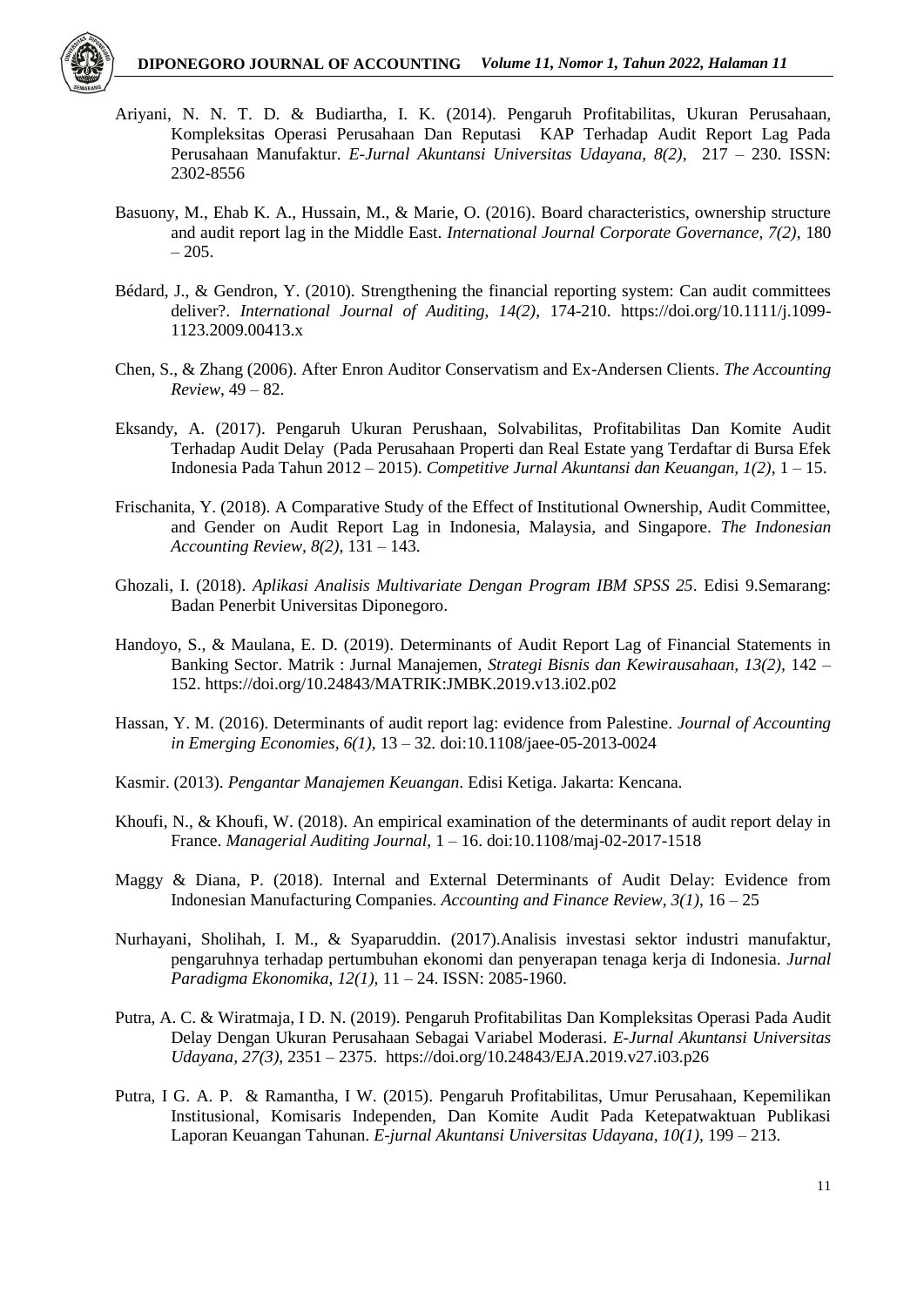Ariyani, N. N. T. D. & Budiartha, I. K. (2014). Pengaruh Profitabilitas, Ukuran Perusahaan, Kompleksitas Operasi Perusahaan Dan Reputasi KAP Terhadap Audit Report Lag Pada Perusahaan Manufaktur. *E-Jurnal Akuntansi Universitas Udayana, 8(2)*, 217 – 230. ISSN: 2302-8556

Basuony, M., Ehab K. A., Hussain, M., & Marie, O. (2016). Board characteristics, ownership structure and audit report lag in the Middle East. *International Journal Corporate Governance, 7(2)*, 180 – 205.

Bédard, J., & Gendron, Y. (2010). Strengthening the financial reporting system: Can audit committees deliver?. *International Journal of Auditing, 14(2)*, 174-210. https://doi.org/10.1111/j.1099-1123.2009.00413.x

Chen, S., & Zhang (2006). After Enron Auditor Conservatism and Ex-Andersen Clients. *The Accounting Review*, 49 – 82.

Eksandy, A. (2017). Pengaruh Ukuran Perushaan, Solvabilitas, Profitabilitas Dan Komite Audit Terhadap Audit Delay (Pada Perusahaan Properti dan Real Estate yang Terdaftar di Bursa Efek Indonesia Pada Tahun 2012 – 2015). *Competitive Jurnal Akuntansi dan Keuangan, 1(2)*, 1 – 15.

Frischanita, Y. (2018). A Comparative Study of the Effect of Institutional Ownership, Audit Committee, and Gender on Audit Report Lag in Indonesia, Malaysia, and Singapore. *The Indonesian Accounting Review, 8(2)*, 131 – 143.

Ghozali, I. (2018). *Aplikasi Analisis Multivariate Dengan Program IBM SPSS 25*. Edisi 9.Semarang: Badan Penerbit Universitas Diponegoro.

Handoyo, S., & Maulana, E. D. (2019). Determinants of Audit Report Lag of Financial Statements in Banking Sector. Matrik : Jurnal Manajemen, *Strategi Bisnis dan Kewirausahaan, 13(2)*, 142 – 152. https://doi.org/10.24843/MATRIK:JMBK.2019.v13.i02.p02

Hassan, Y. M. (2016). Determinants of audit report lag: evidence from Palestine. *Journal of Accounting in Emerging Economies, 6(1)*, 13 – 32. doi:10.1108/jaee-05-2013-0024

Kasmir. (2013). *Pengantar Manajemen Keuangan*. Edisi Ketiga. Jakarta: Kencana.

Khoufi, N., & Khoufi, W. (2018). An empirical examination of the determinants of audit report delay in France. *Managerial Auditing Journal*, 1 – 16. doi:10.1108/maj-02-2017-1518

Maggy & Diana, P. (2018). Internal and External Determinants of Audit Delay: Evidence from Indonesian Manufacturing Companies. *Accounting and Finance Review, 3(1)*, 16 – 25

Nurhayani, Sholihah, I. M., & Syaparuddin. (2017).Analisis investasi sektor industri manufaktur, pengaruhnya terhadap pertumbuhan ekonomi dan penyerapan tenaga kerja di Indonesia. *Jurnal Paradigma Ekonomika, 12(1)*, 11 – 24. ISSN: 2085-1960.

Putra, A. C. & Wiratmaja, I D. N. (2019). Pengaruh Profitabilitas Dan Kompleksitas Operasi Pada Audit Delay Dengan Ukuran Perusahaan Sebagai Variabel Moderasi. *E-Jurnal Akuntansi Universitas Udayana, 27(3)*, 2351 – 2375. https://doi.org/10.24843/EJA.2019.v27.i03.p26

Putra, I G. A. P. & Ramantha, I W. (2015). Pengaruh Profitabilitas, Umur Perusahaan, Kepemilikan Institusional, Komisaris Independen, Dan Komite Audit Pada Ketepatwaktuan Publikasi Laporan Keuangan Tahunan. *E-jurnal Akuntansi Universitas Udayana, 10(1)*, 199 – 213.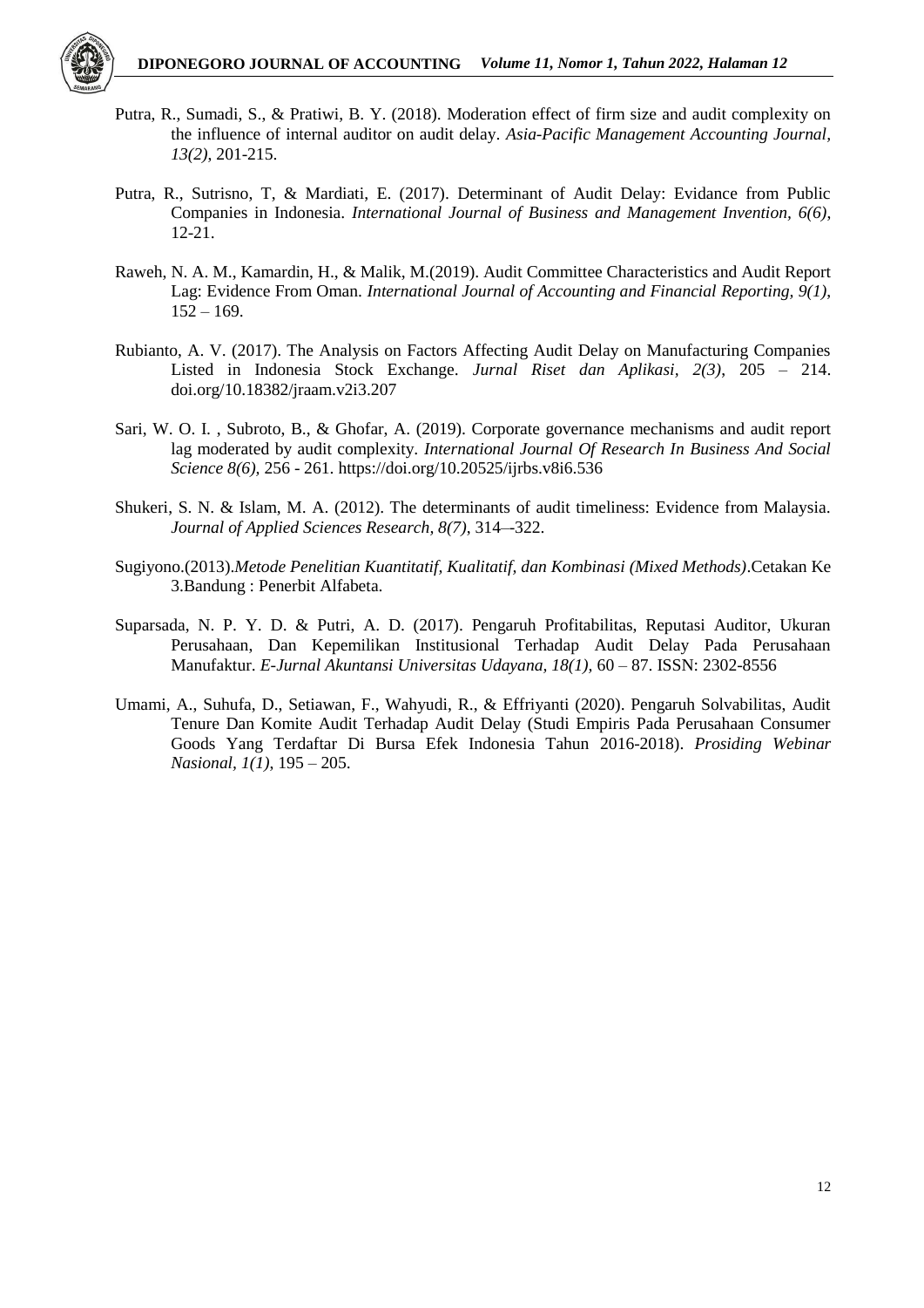Putra, R., Sumadi, S., & Pratiwi, B. Y. (2018). Moderation effect of firm size and audit complexity on the influence of internal auditor on audit delay. *Asia-Pacific Management Accounting Journal, 13(2)*, 201-215.

Putra, R., Sutrisno, T, & Mardiati, E. (2017). Determinant of Audit Delay: Evidance from Public Companies in Indonesia. *International Journal of Business and Management Invention, 6(6)*, 12-21.

Raweh, N. A. M., Kamardin, H., & Malik, M.(2019). Audit Committee Characteristics and Audit Report Lag: Evidence From Oman. *International Journal of Accounting and Financial Reporting, 9(1)*, 152 – 169.

Rubianto, A. V. (2017). The Analysis on Factors Affecting Audit Delay on Manufacturing Companies Listed in Indonesia Stock Exchange. *Jurnal Riset dan Aplikasi, 2(3)*, 205 – 214. doi.org/10.18382/jraam.v2i3.207

Sari, W. O. I. , Subroto, B., & Ghofar, A. (2019). Corporate governance mechanisms and audit report lag moderated by audit complexity. *International Journal Of Research In Business And Social Science 8(6)*, 256 - 261. https://doi.org/10.20525/ijrbs.v8i6.536

Shukeri, S. N. & Islam, M. A. (2012). The determinants of audit timeliness: Evidence from Malaysia. *Journal of Applied Sciences Research, 8(7)*, 314–-322.

Sugiyono.(2013).*Metode Penelitian Kuantitatif, Kualitatif, dan Kombinasi (Mixed Methods)*.Cetakan Ke 3.Bandung : Penerbit Alfabeta.

Suparsada, N. P. Y. D. & Putri, A. D. (2017). Pengaruh Profitabilitas, Reputasi Auditor, Ukuran Perusahaan, Dan Kepemilikan Institusional Terhadap Audit Delay Pada Perusahaan Manufaktur. *E-Jurnal Akuntansi Universitas Udayana, 18(1)*, 60 – 87. ISSN: 2302-8556

Umami, A., Suhufa, D., Setiawan, F., Wahyudi, R., & Effriyanti (2020). Pengaruh Solvabilitas, Audit Tenure Dan Komite Audit Terhadap Audit Delay (Studi Empiris Pada Perusahaan Consumer Goods Yang Terdaftar Di Bursa Efek Indonesia Tahun 2016-2018). *Prosiding Webinar Nasional, 1(1)*, 195 – 205.